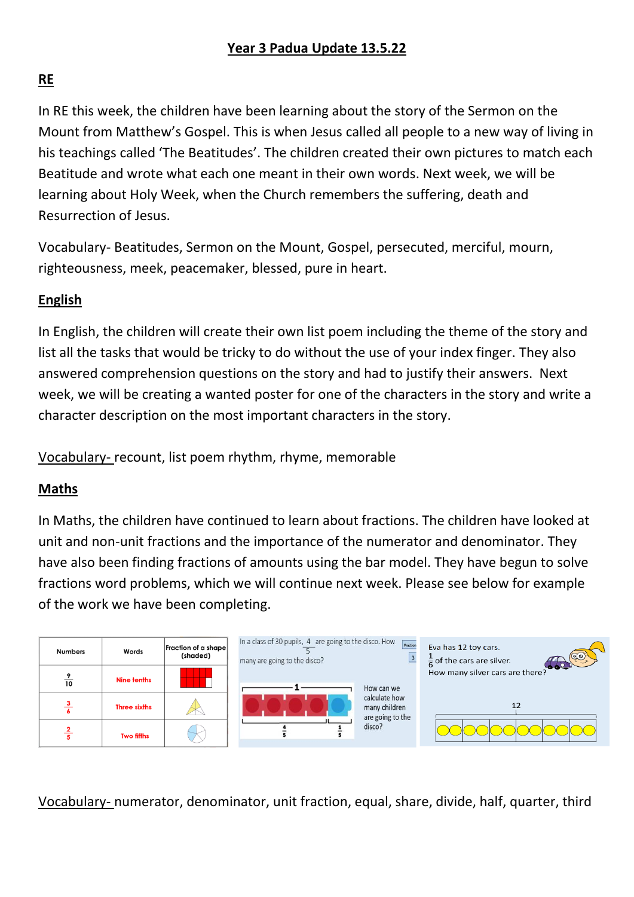# Year 3 Padua Update 13.5.22

## RE

In RE this week, the children have been learning about the story of the Sermon on the Mount from Matthew's Gospel. This is when Jesus called all people to a new way of living in his teachings called 'The Beatitudes'. The children created their own pictures to match each Beatitude and wrote what each one meant in their own words. Next week, we will be learning about Holy Week, when the Church remembers the suffering, death and Resurrection of Jesus.

Vocabulary- Beatitudes, Sermon on the Mount, Gospel, persecuted, merciful, mourn, righteousness, meek, peacemaker, blessed, pure in heart.

## English

In English, the children will create their own list poem including the theme of the story and list all the tasks that would be tricky to do without the use of your index finger. They also answered comprehension questions on the story and had to justify their answers. Next week, we will be creating a wanted poster for one of the characters in the story and write a character description on the most important characters in the story.

Vocabulary- recount, list poem rhythm, rhyme, memorable

## Maths

In Maths, the children have continued to learn about fractions. The children have looked at unit and non-unit fractions and the importance of the numerator and denominator. They have also been finding fractions of amounts using the bar model. They have begun to solve fractions word problems, which we will continue next week. Please see below for example of the work we have been completing.

| Numbers | Words | Fraction of a shape (shaded) |
|---|---|---|
| $\frac{9}{10}$ | Nine tenths | |
| $\frac{3}{6}$ | Three sixths | |
| $\frac{2}{5}$ | Two fifths | |

In a class of 30 pupils, $\frac{4}{5}$ are going to the disco. How many are going to the disco?

1

$\frac{4}{5}$ $\frac{1}{5}$

How can we calculate how many children are going to the disco?

Eva has 12 toy cars.
$\frac{1}{6}$ of the cars are silver.
How many silver cars are there?

12

Vocabulary- numerator, denominator, unit fraction, equal, share, divide, half, quarter, third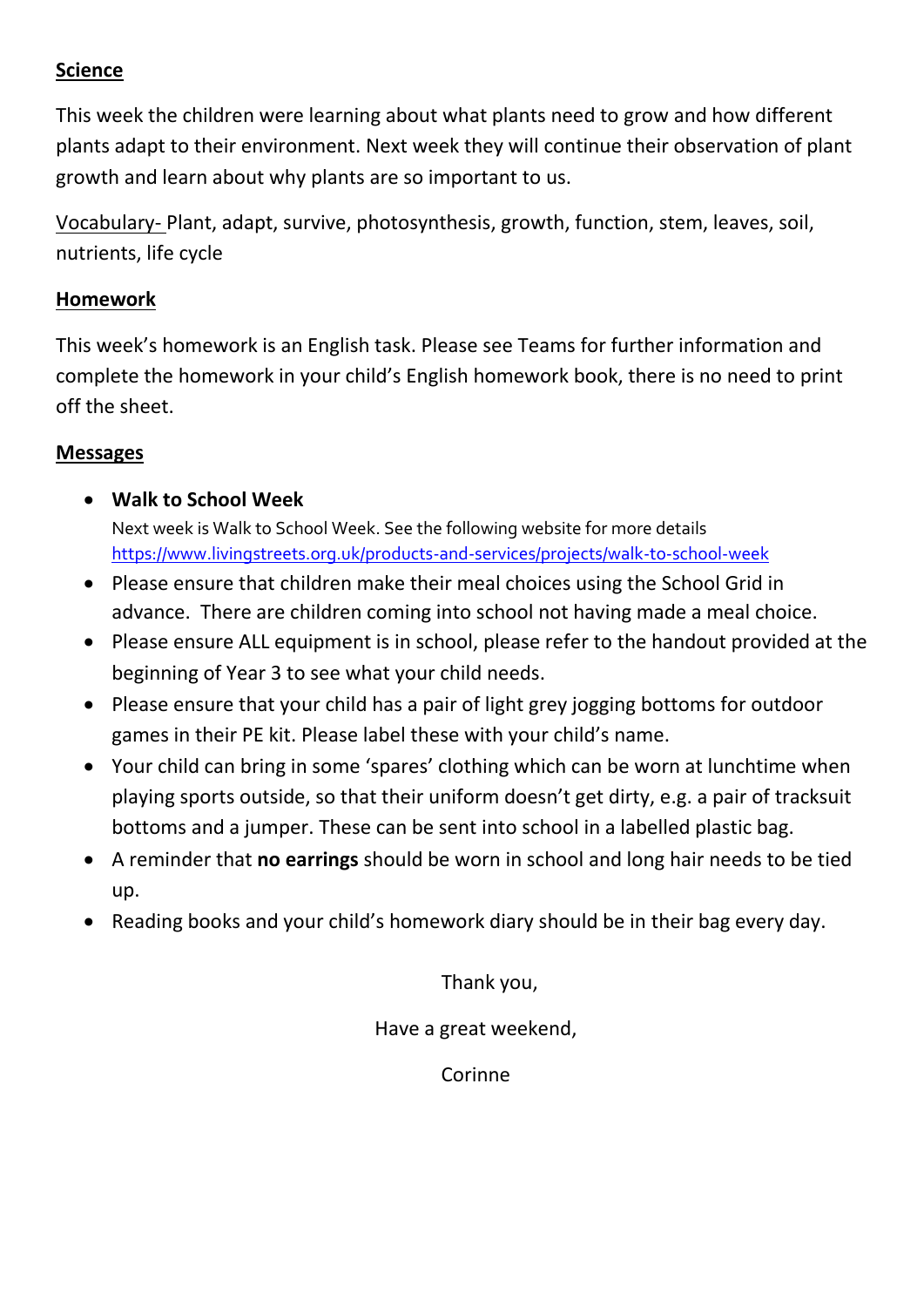**Science**

This week the children were learning about what plants need to grow and how different plants adapt to their environment. Next week they will continue their observation of plant growth and learn about why plants are so important to us.

Vocabulary- Plant, adapt, survive, photosynthesis, growth, function, stem, leaves, soil, nutrients, life cycle

**Homework**

This week's homework is an English task. Please see Teams for further information and complete the homework in your child's English homework book, there is no need to print off the sheet.

**Messages**

- **Walk to School Week**
  Next week is Walk to School Week. See the following website for more details
  https://www.livingstreets.org.uk/products-and-services/projects/walk-to-school-week
- Please ensure that children make their meal choices using the School Grid in advance. There are children coming into school not having made a meal choice.
- Please ensure ALL equipment is in school, please refer to the handout provided at the beginning of Year 3 to see what your child needs.
- Please ensure that your child has a pair of light grey jogging bottoms for outdoor games in their PE kit. Please label these with your child's name.
- Your child can bring in some 'spares' clothing which can be worn at lunchtime when playing sports outside, so that their uniform doesn't get dirty, e.g. a pair of tracksuit bottoms and a jumper. These can be sent into school in a labelled plastic bag.
- A reminder that **no earrings** should be worn in school and long hair needs to be tied up.
- Reading books and your child's homework diary should be in their bag every day.

Thank you,

Have a great weekend,

Corinne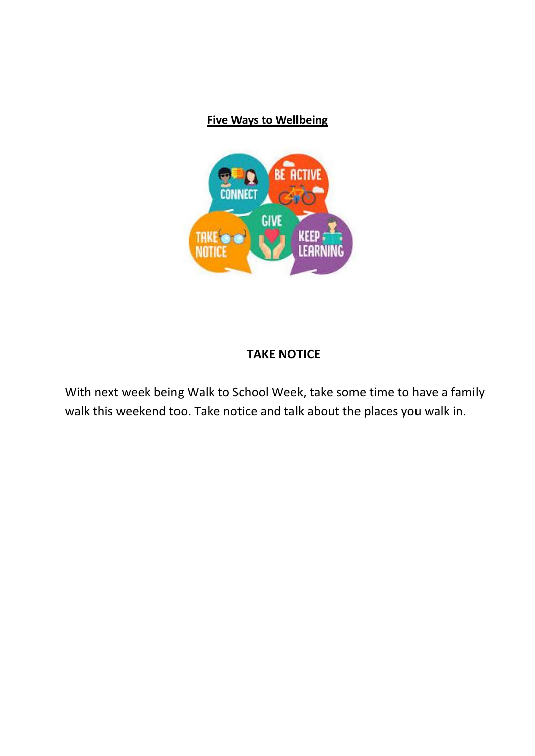**Five Ways to Wellbeing**

**TAKE NOTICE**

With next week being Walk to School Week, take some time to have a family walk this weekend too. Take notice and talk about the places you walk in.